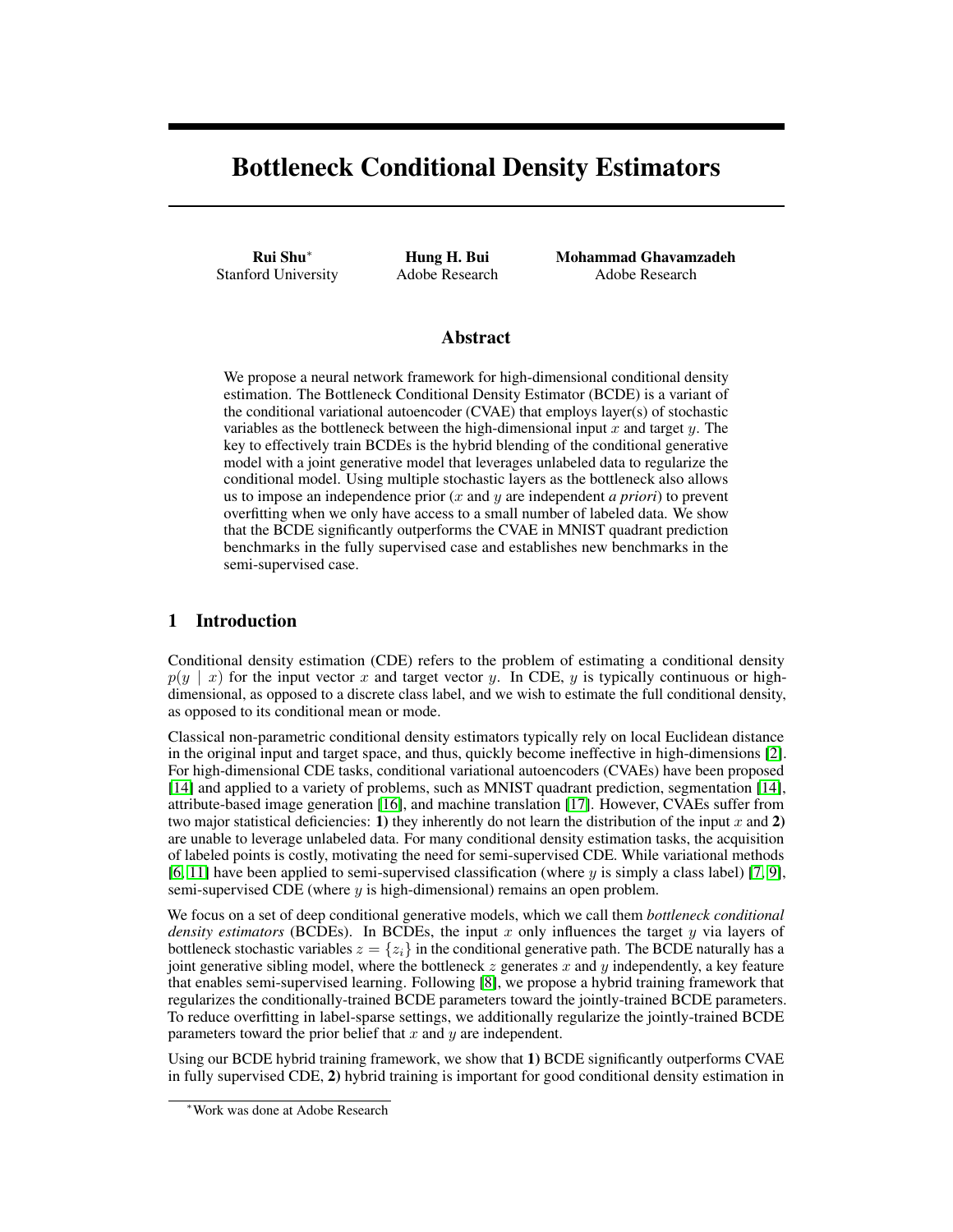# Bottleneck Conditional Density Estimators

**Rui Shu***
Stanford University

**Hung H. Bui**
Adobe Research

**Mohammad Ghavamzadeh**
Adobe Research

## Abstract

We propose a neural network framework for high-dimensional conditional density estimation. The Bottleneck Conditional Density Estimator (BCDE) is a variant of the conditional variational autoencoder (CVAE) that employs layer(s) of stochastic variables as the bottleneck between the high-dimensional input $x$ and target $y$. The key to effectively train BCDEs is the hybrid blending of the conditional generative model with a joint generative model that leverages unlabeled data to regularize the conditional model. Using multiple stochastic layers as the bottleneck also allows us to impose an independence prior ($x$ and $y$ are independent *a priori*) to prevent overfitting when we only have access to a small number of labeled data. We show that the BCDE significantly outperforms the CVAE in MNIST quadrant prediction benchmarks in the fully supervised case and establishes new benchmarks in the semi-supervised case.

## 1 Introduction

Conditional density estimation (CDE) refers to the problem of estimating a conditional density $p(y \mid x)$ for the input vector $x$ and target vector $y$. In CDE, $y$ is typically continuous or high-dimensional, as opposed to a discrete class label, and we wish to estimate the full conditional density, as opposed to its conditional mean or mode.

Classical non-parametric conditional density estimators typically rely on local Euclidean distance in the original input and target space, and thus, quickly become ineffective in high-dimensions [2]. For high-dimensional CDE tasks, conditional variational autoencoders (CVAEs) have been proposed [14] and applied to a variety of problems, such as MNIST quadrant prediction, segmentation [14], attribute-based image generation [16], and machine translation [17]. However, CVAEs suffer from two major statistical deficiencies: **1)** they inherently do not learn the distribution of the input $x$ and **2)** are unable to leverage unlabeled data. For many conditional density estimation tasks, the acquisition of labeled points is costly, motivating the need for semi-supervised CDE. While variational methods [6, 11] have been applied to semi-supervised classification (where $y$ is simply a class label) [7, 9], semi-supervised CDE (where $y$ is high-dimensional) remains an open problem.

We focus on a set of deep conditional generative models, which we call them *bottleneck conditional density estimators* (BCDEs). In BCDEs, the input $x$ only influences the target $y$ via layers of bottleneck stochastic variables $z = \{z_i\}$ in the conditional generative path. The BCDE naturally has a joint generative sibling model, where the bottleneck $z$ generates $x$ and $y$ independently, a key feature that enables semi-supervised learning. Following [8], we propose a hybrid training framework that regularizes the conditionally-trained BCDE parameters toward the jointly-trained BCDE parameters. To reduce overfitting in label-sparse settings, we additionally regularize the jointly-trained BCDE parameters toward the prior belief that $x$ and $y$ are independent.

Using our BCDE hybrid training framework, we show that **1)** BCDE significantly outperforms CVAE in fully supervised CDE, **2)** hybrid training is important for good conditional density estimation in

*Work was done at Adobe Research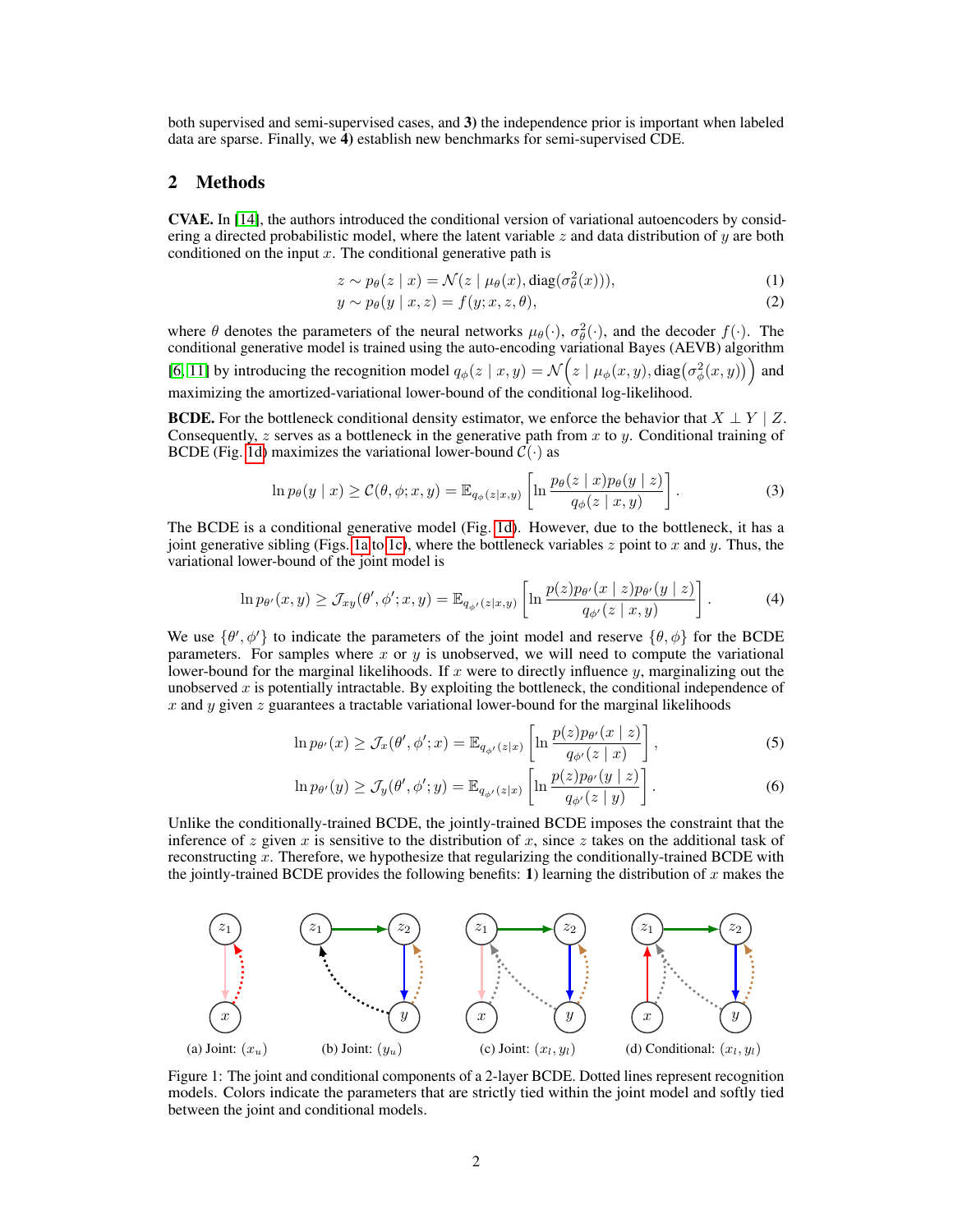both supervised and semi-supervised cases, and **3)** the independence prior is important when labeled data are sparse. Finally, we **4)** establish new benchmarks for semi-supervised CDE.

## 2 Methods

**CVAE.** In [14], the authors introduced the conditional version of variational autoencoders by considering a directed probabilistic model, where the latent variable $z$ and data distribution of $y$ are both conditioned on the input $x$. The conditional generative path is

$$z \sim p_\theta(z \mid x) = \mathcal{N}(z \mid \mu_\theta(x), \mathrm{diag}(\sigma^2_\theta(x))), \tag{1}$$

$$y \sim p_\theta(y \mid x, z) = f(y; x, z, \theta), \tag{2}$$

where $\theta$ denotes the parameters of the neural networks $\mu_\theta(\cdot)$, $\sigma^2_\theta(\cdot)$, and the decoder $f(\cdot)$. The conditional generative model is trained using the auto-encoding variational Bayes (AEVB) algorithm [6, 11] by introducing the recognition model $q_\phi(z \mid x, y) = \mathcal{N}\Big(z \mid \mu_\phi(x, y), \mathrm{diag}\big(\sigma^2_\phi(x, y)\big)\Big)$ and maximizing the amortized-variational lower-bound of the conditional log-likelihood.

**BCDE.** For the bottleneck conditional density estimator, we enforce the behavior that $X \perp Y \mid Z$. Consequently, $z$ serves as a bottleneck in the generative path from $x$ to $y$. Conditional training of BCDE (Fig. 1d) maximizes the variational lower-bound $\mathcal{C}(\cdot)$ as

$$\ln p_\theta(y \mid x) \geq \mathcal{C}(\theta, \phi; x, y) = \mathbb{E}_{q_\phi(z|x,y)}\left[\ln \frac{p_\theta(z \mid x) p_\theta(y \mid z)}{q_\phi(z \mid x, y)}\right]. \tag{3}$$

The BCDE is a conditional generative model (Fig. 1d). However, due to the bottleneck, it has a joint generative sibling (Figs. 1a to 1c), where the bottleneck variables $z$ point to $x$ and $y$. Thus, the variational lower-bound of the joint model is

$$\ln p_{\theta'}(x, y) \geq \mathcal{J}_{xy}(\theta', \phi'; x, y) = \mathbb{E}_{q_{\phi'}(z|x,y)}\left[\ln \frac{p(z) p_{\theta'}(x \mid z) p_{\theta'}(y \mid z)}{q_{\phi'}(z \mid x, y)}\right]. \tag{4}$$

We use $\{\theta', \phi'\}$ to indicate the parameters of the joint model and reserve $\{\theta, \phi\}$ for the BCDE parameters. For samples where $x$ or $y$ is unobserved, we will need to compute the variational lower-bound for the marginal likelihoods. If $x$ were to directly influence $y$, marginalizing out the unobserved $x$ is potentially intractable. By exploiting the bottleneck, the conditional independence of $x$ and $y$ given $z$ guarantees a tractable variational lower-bound for the marginal likelihoods

$$\ln p_{\theta'}(x) \geq \mathcal{J}_x(\theta', \phi'; x) = \mathbb{E}_{q_{\phi'}(z|x)}\left[\ln \frac{p(z) p_{\theta'}(x \mid z)}{q_{\phi'}(z \mid x)}\right], \tag{5}$$

$$\ln p_{\theta'}(y) \geq \mathcal{J}_y(\theta', \phi'; y) = \mathbb{E}_{q_{\phi'}(z|x)}\left[\ln \frac{p(z) p_{\theta'}(y \mid z)}{q_{\phi'}(z \mid y)}\right]. \tag{6}$$

Unlike the conditionally-trained BCDE, the jointly-trained BCDE imposes the constraint that the inference of $z$ given $x$ is sensitive to the distribution of $x$, since $z$ takes on the additional task of reconstructing $x$. Therefore, we hypothesize that regularizing the conditionally-trained BCDE with the jointly-trained BCDE provides the following benefits: **1**) learning the distribution of $x$ makes the

(a) Joint: $(x_u)$ (b) Joint: $(y_u)$ (c) Joint: $(x_l, y_l)$ (d) Conditional: $(x_l, y_l)$

Figure 1: The joint and conditional components of a 2-layer BCDE. Dotted lines represent recognition models. Colors indicate the parameters that are strictly tied within the joint model and softly tied between the joint and conditional models.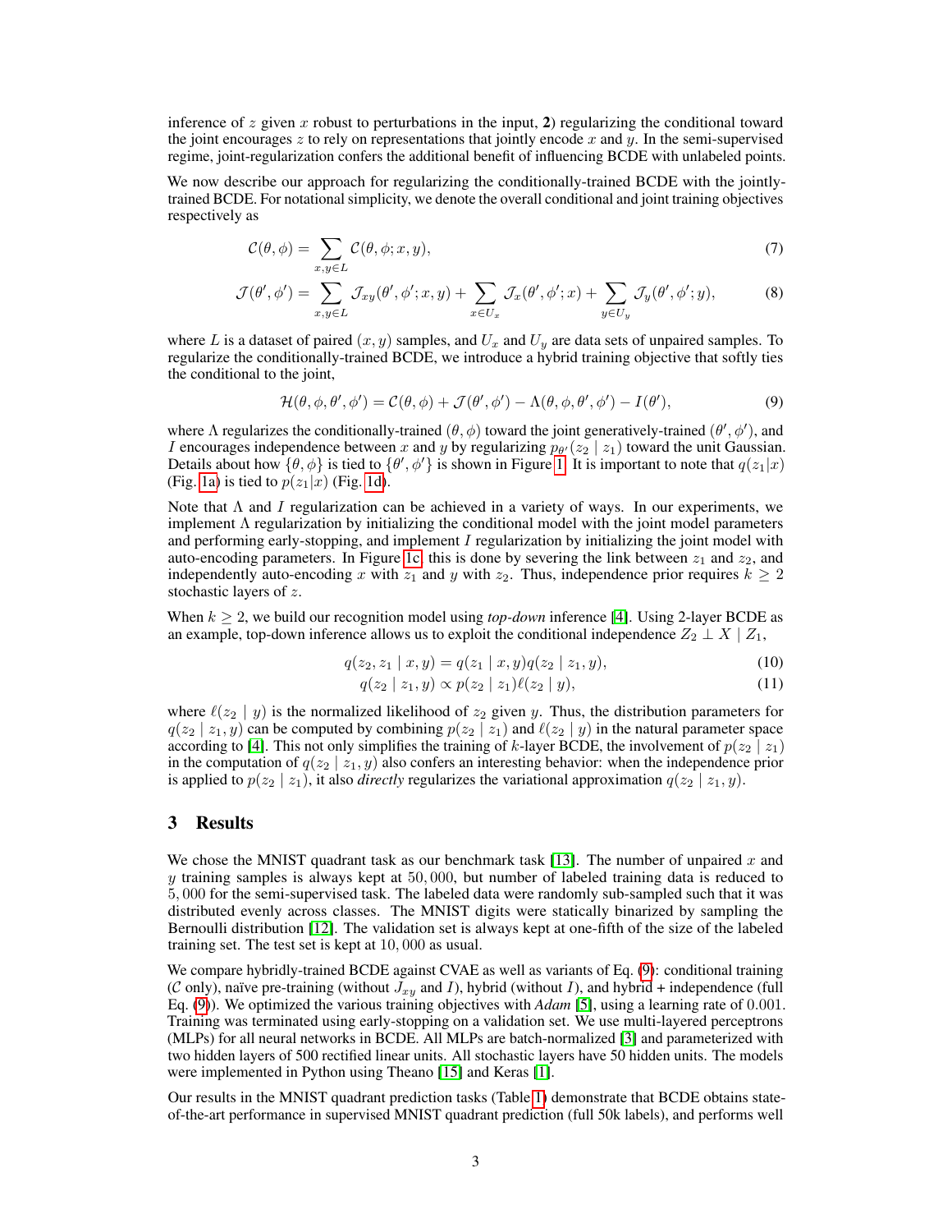inference of $z$ given $x$ robust to perturbations in the input, **2**) regularizing the conditional toward the joint encourages $z$ to rely on representations that jointly encode $x$ and $y$. In the semi-supervised regime, joint-regularization confers the additional benefit of influencing BCDE with unlabeled points.

We now describe our approach for regularizing the conditionally-trained BCDE with the jointly-trained BCDE. For notational simplicity, we denote the overall conditional and joint training objectives respectively as

$$\mathcal{C}(\theta, \phi) = \sum_{x,y \in L} \mathcal{C}(\theta, \phi; x, y), \tag{7}$$

$$\mathcal{J}(\theta', \phi') = \sum_{x,y \in L} \mathcal{J}_{xy}(\theta', \phi'; x, y) + \sum_{x \in U_x} \mathcal{J}_x(\theta', \phi'; x) + \sum_{y \in U_y} \mathcal{J}_y(\theta', \phi'; y), \tag{8}$$

where $L$ is a dataset of paired $(x, y)$ samples, and $U_x$ and $U_y$ are data sets of unpaired samples. To regularize the conditionally-trained BCDE, we introduce a hybrid training objective that softly ties the conditional to the joint,

$$\mathcal{H}(\theta, \phi, \theta', \phi') = \mathcal{C}(\theta, \phi) + \mathcal{J}(\theta', \phi') - \Lambda(\theta, \phi, \theta', \phi') - I(\theta'), \tag{9}$$

where $\Lambda$ regularizes the conditionally-trained $(\theta, \phi)$ toward the joint generatively-trained $(\theta', \phi')$, and $I$ encourages independence between $x$ and $y$ by regularizing $p_{\theta'}(z_2 \mid z_1)$ toward the unit Gaussian. Details about how $\{\theta, \phi\}$ is tied to $\{\theta', \phi'\}$ is shown in Figure 1. It is important to note that $q(z_1|x)$ (Fig. 1a) is tied to $p(z_1|x)$ (Fig. 1d).

Note that $\Lambda$ and $I$ regularization can be achieved in a variety of ways. In our experiments, we implement $\Lambda$ regularization by initializing the conditional model with the joint model parameters and performing early-stopping, and implement $I$ regularization by initializing the joint model with auto-encoding parameters. In Figure 1c, this is done by severing the link between $z_1$ and $z_2$, and independently auto-encoding $x$ with $z_1$ and $y$ with $z_2$. Thus, independence prior requires $k \geq 2$ stochastic layers of $z$.

When $k \geq 2$, we build our recognition model using *top-down* inference [4]. Using 2-layer BCDE as an example, top-down inference allows us to exploit the conditional independence $Z_2 \perp X \mid Z_1$,

$$q(z_2, z_1 \mid x, y) = q(z_1 \mid x, y) q(z_2 \mid z_1, y), \tag{10}$$

$$q(z_2 \mid z_1, y) \propto p(z_2 \mid z_1) \ell(z_2 \mid y), \tag{11}$$

where $\ell(z_2 \mid y)$ is the normalized likelihood of $z_2$ given $y$. Thus, the distribution parameters for $q(z_2 \mid z_1, y)$ can be computed by combining $p(z_2 \mid z_1)$ and $\ell(z_2 \mid y)$ in the natural parameter space according to [4]. This not only simplifies the training of $k$-layer BCDE, the involvement of $p(z_2 \mid z_1)$ in the computation of $q(z_2 \mid z_1, y)$ also confers an interesting behavior: when the independence prior is applied to $p(z_2 \mid z_1)$, it also *directly* regularizes the variational approximation $q(z_2 \mid z_1, y)$.

## 3 Results

We chose the MNIST quadrant task as our benchmark task [13]. The number of unpaired $x$ and $y$ training samples is always kept at $50,000$, but number of labeled training data is reduced to $5,000$ for the semi-supervised task. The labeled data were randomly sub-sampled such that it was distributed evenly across classes. The MNIST digits were statically binarized by sampling the Bernoulli distribution [12]. The validation set is always kept at one-fifth of the size of the labeled training set. The test set is kept at $10,000$ as usual.

We compare hybridly-trained BCDE against CVAE as well as variants of Eq. (9): conditional training ($\mathcal{C}$ only), naïve pre-training (without $J_{xy}$ and $I$), hybrid (without $I$), and hybrid + independence (full Eq. (9)). We optimized the various training objectives with *Adam* [5], using a learning rate of $0.001$. Training was terminated using early-stopping on a validation set. We use multi-layered perceptrons (MLPs) for all neural networks in BCDE. All MLPs are batch-normalized [3] and parameterized with two hidden layers of 500 rectified linear units. All stochastic layers have 50 hidden units. The models were implemented in Python using Theano [15] and Keras [1].

Our results in the MNIST quadrant prediction tasks (Table 1) demonstrate that BCDE obtains state-of-the-art performance in supervised MNIST quadrant prediction (full 50k labels), and performs well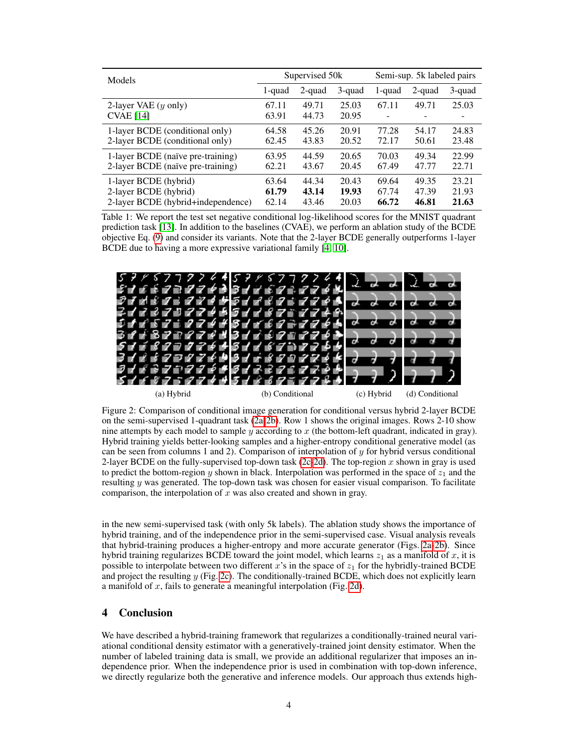| Models | Supervised 50k | | | Semi-sup. 5k labeled pairs | | |
|---|---|---|---|---|---|---|
| | 1-quad | 2-quad | 3-quad | 1-quad | 2-quad | 3-quad |
| 2-layer VAE ($y$ only) | 67.11 | 49.71 | 25.03 | 67.11 | 49.71 | 25.03 |
| CVAE [14] | 63.91 | 44.73 | 20.95 | - | - | - |
| 1-layer BCDE (conditional only) | 64.58 | 45.26 | 20.91 | 77.28 | 54.17 | 24.83 |
| 2-layer BCDE (conditional only) | 62.45 | 43.83 | 20.52 | 72.17 | 50.61 | 23.48 |
| 1-layer BCDE (naïve pre-training) | 63.95 | 44.59 | 20.65 | 70.03 | 49.34 | 22.99 |
| 2-layer BCDE (naïve pre-training) | 62.21 | 43.67 | 20.45 | 67.49 | 47.77 | 22.71 |
| 1-layer BCDE (hybrid) | 63.64 | 44.34 | 20.43 | 69.64 | 49.35 | 23.21 |
| 2-layer BCDE (hybrid) | **61.79** | **43.14** | **19.93** | 67.74 | 47.39 | 21.93 |
| 2-layer BCDE (hybrid+independence) | 62.14 | 43.46 | 20.03 | **66.72** | **46.81** | **21.63** |

Table 1: We report the test set negative conditional log-likelihood scores for the MNIST quadrant prediction task [13]. In addition to the baselines (CVAE), we perform an ablation study of the BCDE objective Eq. (9) and consider its variants. Note that the 2-layer BCDE generally outperforms 1-layer BCDE due to having a more expressive variational family [4, 10].

(a) Hybrid (b) Conditional (c) Hybrid (d) Conditional

Figure 2: Comparison of conditional image generation for conditional versus hybrid 2-layer BCDE on the semi-supervised 1-quadrant task (2a,2b). Row 1 shows the original images. Rows 2-10 show nine attempts by each model to sample $y$ according to $x$ (the bottom-left quadrant, indicated in gray). Hybrid training yields better-looking samples and a higher-entropy conditional generative model (as can be seen from columns 1 and 2). Comparison of interpolation of $y$ for hybrid versus conditional 2-layer BCDE on the fully-supervised top-down task (2c,2d). The top-region $x$ shown in gray is used to predict the bottom-region $y$ shown in black. Interpolation was performed in the space of $z_1$ and the resulting $y$ was generated. The top-down task was chosen for easier visual comparison. To facilitate comparison, the interpolation of $x$ was also created and shown in gray.

in the new semi-supervised task (with only 5k labels). The ablation study shows the importance of hybrid training, and of the independence prior in the semi-supervised case. Visual analysis reveals that hybrid-training produces a higher-entropy and more accurate generator (Figs. 2a,2b). Since hybrid training regularizes BCDE toward the joint model, which learns $z_1$ as a manifold of $x$, it is possible to interpolate between two different $x$'s in the space of $z_1$ for the hybridly-trained BCDE and project the resulting $y$ (Fig. 2c). The conditionally-trained BCDE, which does not explicitly learn a manifold of $x$, fails to generate a meaningful interpolation (Fig. 2d).

## 4 Conclusion

We have described a hybrid-training framework that regularizes a conditionally-trained neural variational conditional density estimator with a generatively-trained joint density estimator. When the number of labeled training data is small, we provide an additional regularizer that imposes an independence prior. When the independence prior is used in combination with top-down inference, we directly regularize both the generative and inference models. Our approach thus extends high-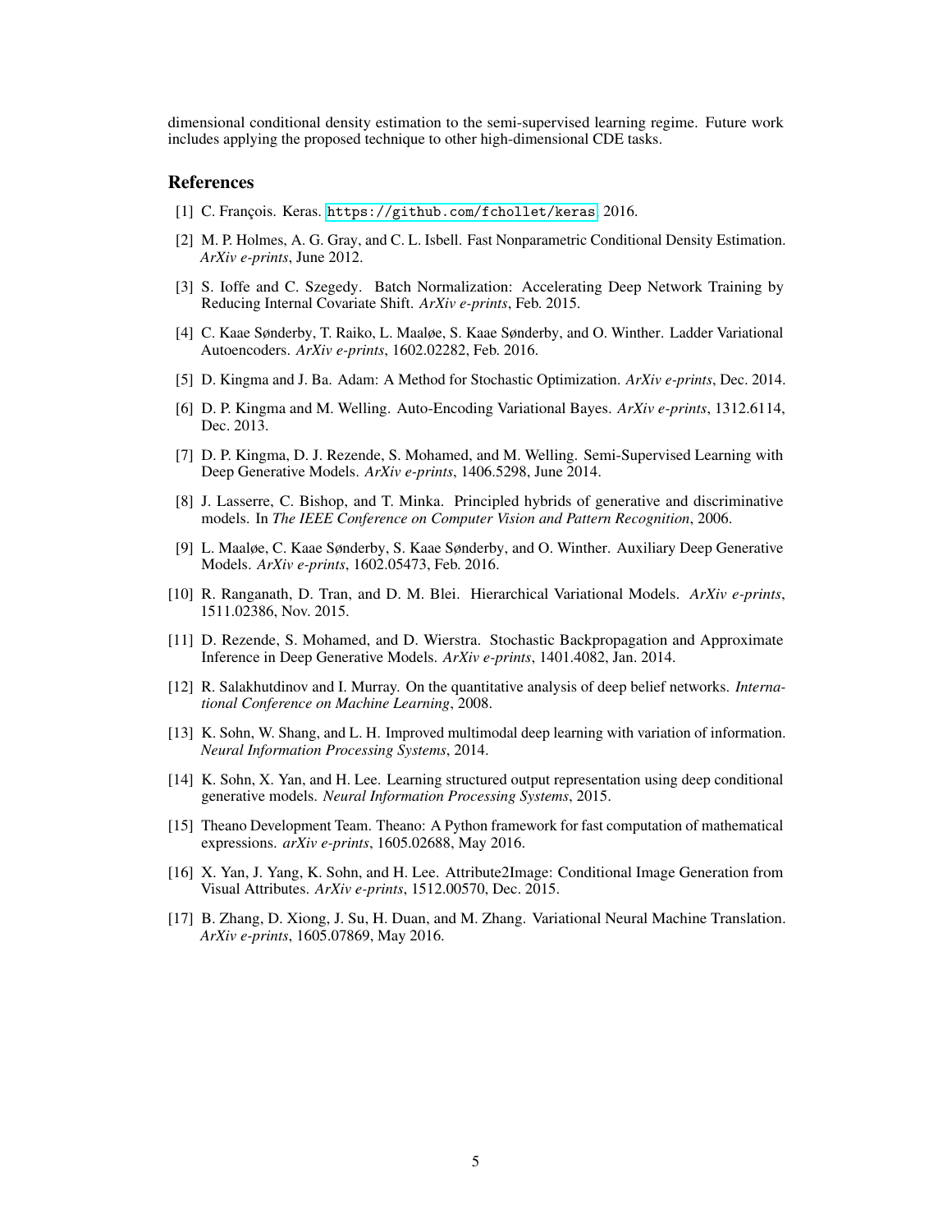dimensional conditional density estimation to the semi-supervised learning regime. Future work includes applying the proposed technique to other high-dimensional CDE tasks.

## References

[1] C. François. Keras. https://github.com/fchollet/keras, 2016.

[2] M. P. Holmes, A. G. Gray, and C. L. Isbell. Fast Nonparametric Conditional Density Estimation. *ArXiv e-prints*, June 2012.

[3] S. Ioffe and C. Szegedy. Batch Normalization: Accelerating Deep Network Training by Reducing Internal Covariate Shift. *ArXiv e-prints*, Feb. 2015.

[4] C. Kaae Sønderby, T. Raiko, L. Maaløe, S. Kaae Sønderby, and O. Winther. Ladder Variational Autoencoders. *ArXiv e-prints*, 1602.02282, Feb. 2016.

[5] D. Kingma and J. Ba. Adam: A Method for Stochastic Optimization. *ArXiv e-prints*, Dec. 2014.

[6] D. P. Kingma and M. Welling. Auto-Encoding Variational Bayes. *ArXiv e-prints*, 1312.6114, Dec. 2013.

[7] D. P. Kingma, D. J. Rezende, S. Mohamed, and M. Welling. Semi-Supervised Learning with Deep Generative Models. *ArXiv e-prints*, 1406.5298, June 2014.

[8] J. Lasserre, C. Bishop, and T. Minka. Principled hybrids of generative and discriminative models. In *The IEEE Conference on Computer Vision and Pattern Recognition*, 2006.

[9] L. Maaløe, C. Kaae Sønderby, S. Kaae Sønderby, and O. Winther. Auxiliary Deep Generative Models. *ArXiv e-prints*, 1602.05473, Feb. 2016.

[10] R. Ranganath, D. Tran, and D. M. Blei. Hierarchical Variational Models. *ArXiv e-prints*, 1511.02386, Nov. 2015.

[11] D. Rezende, S. Mohamed, and D. Wierstra. Stochastic Backpropagation and Approximate Inference in Deep Generative Models. *ArXiv e-prints*, 1401.4082, Jan. 2014.

[12] R. Salakhutdinov and I. Murray. On the quantitative analysis of deep belief networks. *International Conference on Machine Learning*, 2008.

[13] K. Sohn, W. Shang, and L. H. Improved multimodal deep learning with variation of information. *Neural Information Processing Systems*, 2014.

[14] K. Sohn, X. Yan, and H. Lee. Learning structured output representation using deep conditional generative models. *Neural Information Processing Systems*, 2015.

[15] Theano Development Team. Theano: A Python framework for fast computation of mathematical expressions. *arXiv e-prints*, 1605.02688, May 2016.

[16] X. Yan, J. Yang, K. Sohn, and H. Lee. Attribute2Image: Conditional Image Generation from Visual Attributes. *ArXiv e-prints*, 1512.00570, Dec. 2015.

[17] B. Zhang, D. Xiong, J. Su, H. Duan, and M. Zhang. Variational Neural Machine Translation. *ArXiv e-prints*, 1605.07869, May 2016.